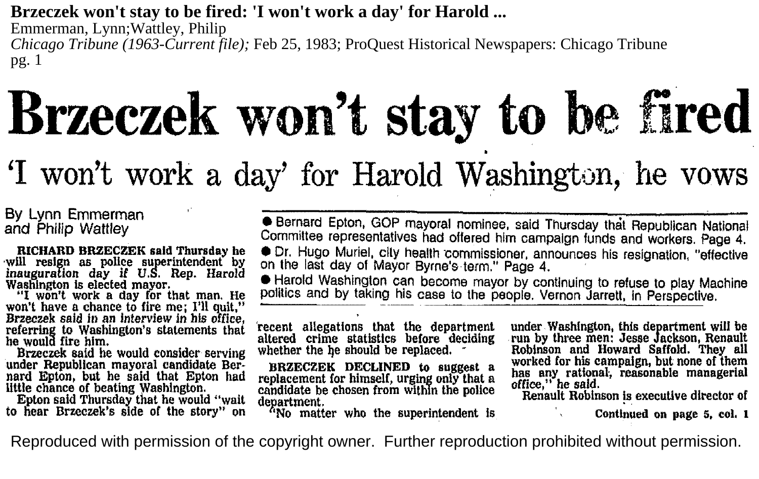# Brzeczek won't stay to be fired

## 'I won't work a day' for Harold Washington, he vows

By Lynn Emmerman and Philip Wattley

- Bernard Epton, GOP mayoral nominee, said Thursday that Republican National Committee representatives had offered him campaign funds and workers. Page 4.
- Dr. Hugo Muriel, city health commissioner, announces his resignation, "effective on the last day of Mayor Byrne's term." Page 4.
- Harold Washington can become mayor by continuing to refuse to play Machine politics and by taking his case to the people. Vernon Jarrett, in Perspective.

**RICHARD BRZECZEK said Thursday he** will resign as police superintendent by *inauguration day if U.S. Rep. Harold* Washington is elected mayor.

"I won't work a day for that man. He won't have a chance to fire me; I'll quit," *Brzeczek said in an interview in his office,* referring to Washington's statements that he would fire him.

Brzeczek said he would consider serving under Republican mayoral candidate Bernard Epton, but he said that Epton had little chance of beating Washington.

Epton said Thursday that he would "wait to hear Brzeczek's side of the story" on recent allegations that the department altered crime statistics before deciding whether the he should be replaced.

**BRZECZEK DECLINED** to suggest a replacement for himself, urging only that a candidate be chosen from within the police department.

"No matter who the superintendent is under Washington, this department will be run by three men: Jesse Jackson, Renault Robinson and Howard Saffold. They all worked for his campaign, but none of them has any rational, reasonable managerial office," he said.

Renault Robinson is executive director of

**Continued on page 5, col. 1**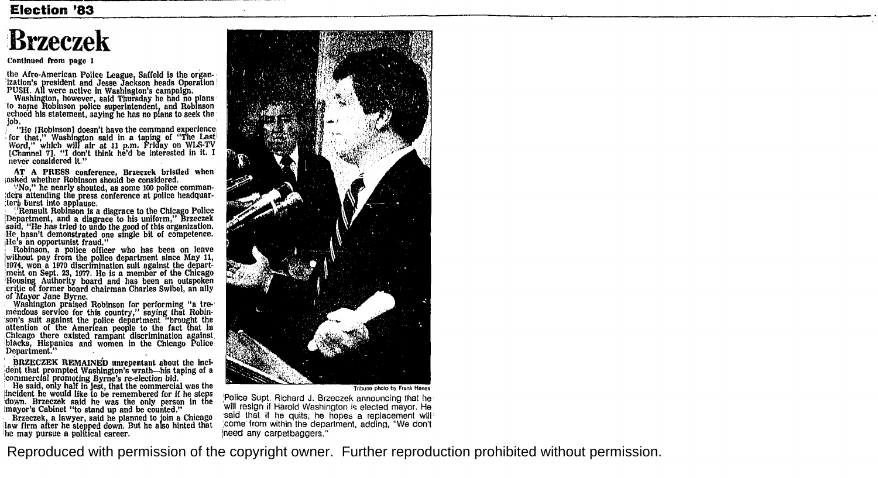# Brzeczek

**Continued from page 1**

the Afro-American Police League, Saffold is the organization's president and Jesse Jackson heads Operation PUSH. All were active in Washington's campaign.

Washington, however, said Thursday he had no plans to name Robinson police superintendent, and Robinson echoed his statement, saying he has no plans to seek the job.

"He [Robinson] doesn't have the command experience for that," Washington said in a taping of "The Last Word," which will air at 11 p.m. Friday on WLS-TV [Channel 7]. "I don't think he'd be interested in it. I never considered it."

**AT A PRESS** conference, Brzeczek bristled when asked whether Robinson should be considered.

"No," he nearly shouted, as some 100 police commanders attending the press conference at police headquarters burst into applause.

"Renault Robinson is a disgrace to the Chicago Police Department, and a disgrace to his uniform," Brzeczek said. "He has tried to undo the good of this organization. He hasn't demonstrated one single bit of competence. He's an opportunist fraud."

Robinson, a police officer who has been on leave without pay from the police department since May 11, 1974, won a 1970 discrimination suit against the department on Sept. 23, 1977. He is a member of the Chicago Housing Authority board and has been an outspoken critic of former board chairman Charles Swibel, an ally of Mayor Jane Byrne.

Washington praised Robinson for performing "a tremendous service for this country," saying that Robinson's suit against the police department "brought the attention of the American people to the fact that in Chicago there existed rampant discrimination against blacks, Hispanics and women in the Chicago Police Department."

**BRZECZEK REMAINED** unrepentant about the incident that prompted Washington's wrath—his taping of a commercial promoting Byrne's re-election bid.

He said, only half in jest, that the commercial was the incident he would like to be remembered for if he steps down. Brzeczek said he was the only person in the mayor's Cabinet "to stand up and be counted."

Brzeczek, a lawyer, said he planned to join a Chicago law firm after he stepped down. But he also hinted that he may pursue a political career.

Tribune photo by Frank Hanes

Police Supt. Richard J. Brzeczek announcing that he will resign if Harold Washington is elected mayor. He said that if he quits, he hopes a replacement will come from within the department, adding, "We don't need any carpetbaggers."

Reproduced with permission of the copyright owner. Further reproduction prohibited without permission.